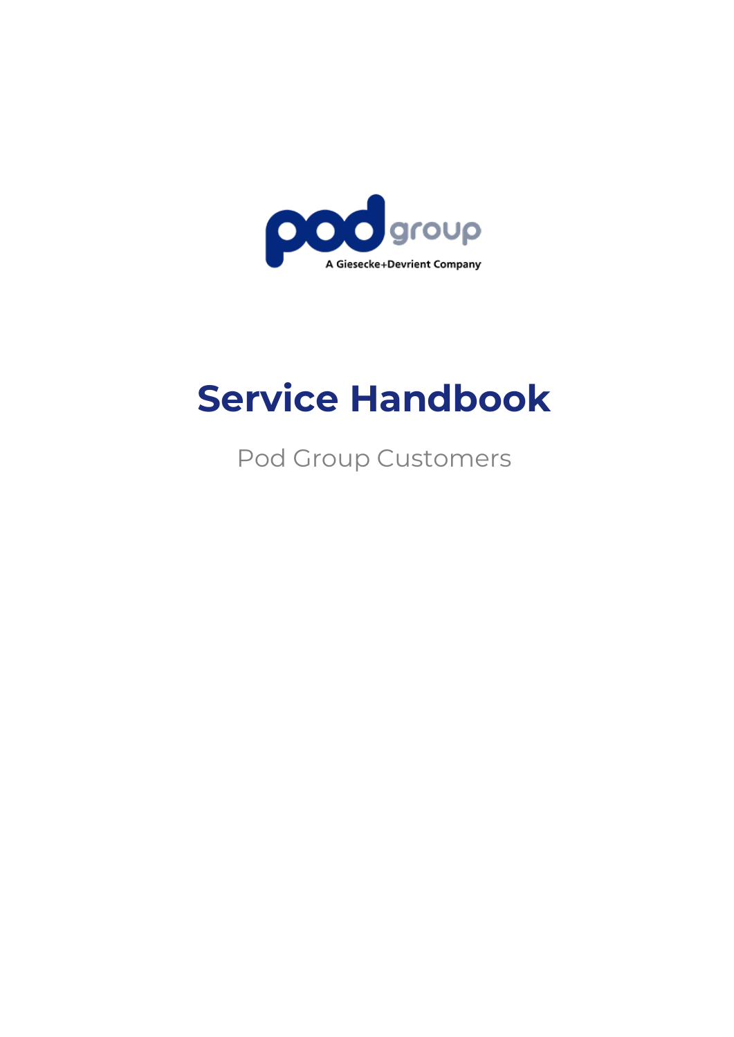pod group

A Giesecke+Devrient Company

# Service Handbook

Pod Group Customers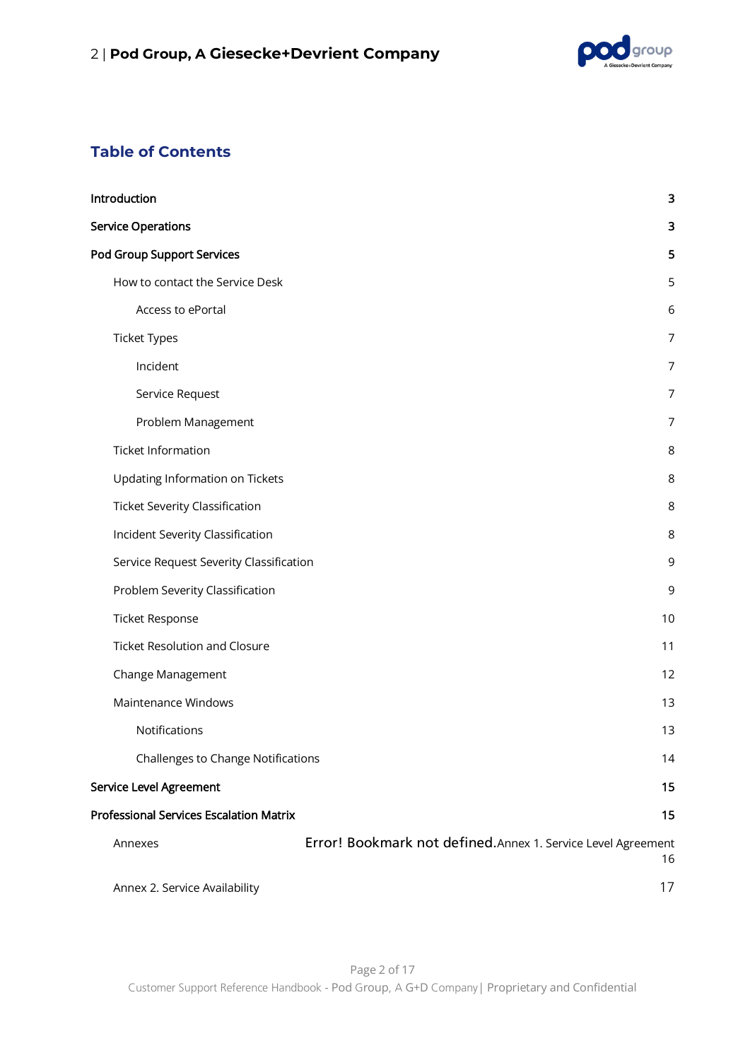## Table of Contents

| | |
|---|---|
| **Introduction** | **3** |
| **Service Operations** | **3** |
| **Pod Group Support Services** | **5** |
| How to contact the Service Desk | 5 |
| Access to ePortal | 6 |
| Ticket Types | 7 |
| Incident | 7 |
| Service Request | 7 |
| Problem Management | 7 |
| Ticket Information | 8 |
| Updating Information on Tickets | 8 |
| Ticket Severity Classification | 8 |
| Incident Severity Classification | 8 |
| Service Request Severity Classification | 9 |
| Problem Severity Classification | 9 |
| Ticket Response | 10 |
| Ticket Resolution and Closure | 11 |
| Change Management | 12 |
| Maintenance Windows | 13 |
| Notifications | 13 |
| Challenges to Change Notifications | 14 |
| **Service Level Agreement** | **15** |
| **Professional Services Escalation Matrix** | **15** |
| Annexes | Error! Bookmark not defined. |
| Annex 1. Service Level Agreement | 16 |
| Annex 2. Service Availability | 17 |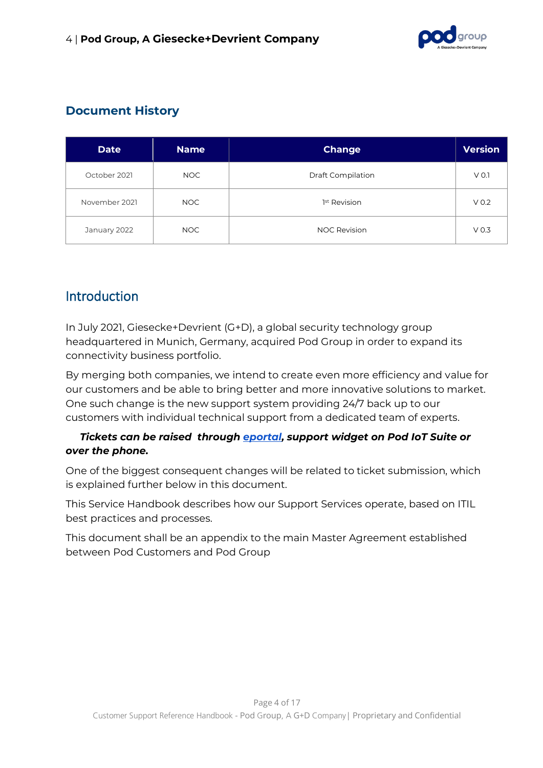## Document History

| Date | Name | Change | Version |
| --- | --- | --- | --- |
| October 2021 | NOC | Draft Compilation | V 0.1 |
| November 2021 | NOC | 1st Revision | V 0.2 |
| January 2022 | NOC | NOC Revision | V 0.3 |

## Introduction

In July 2021, Giesecke+Devrient (G+D), a global security technology group headquartered in Munich, Germany, acquired Pod Group in order to expand its connectivity business portfolio.

By merging both companies, we intend to create even more efficiency and value for our customers and be able to bring better and more innovative solutions to market. One such change is the new support system providing 24/7 back up to our customers with individual technical support from a dedicated team of experts.

***Tickets can be raised through eportal, support widget on Pod IoT Suite or over the phone.***

One of the biggest consequent changes will be related to ticket submission, which is explained further below in this document.

This Service Handbook describes how our Support Services operate, based on ITIL best practices and processes.

This document shall be an appendix to the main Master Agreement established between Pod Customers and Pod Group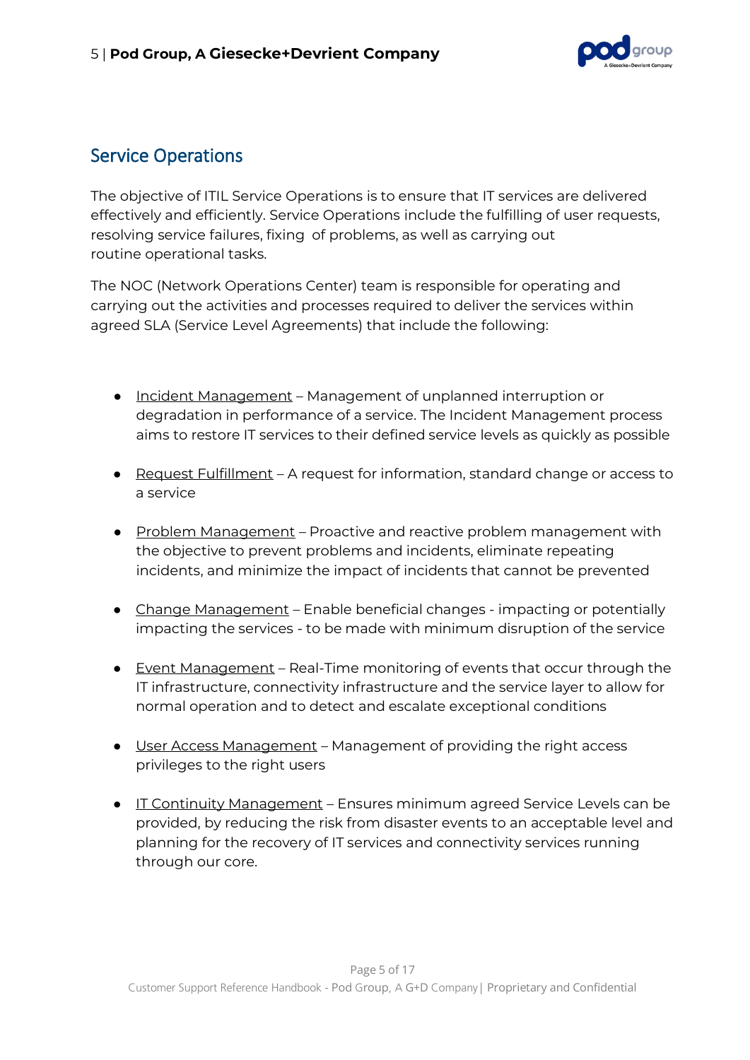## Service Operations

The objective of ITIL Service Operations is to ensure that IT services are delivered effectively and efficiently. Service Operations include the fulfilling of user requests, resolving service failures, fixing of problems, as well as carrying out routine operational tasks.

The NOC (Network Operations Center) team is responsible for operating and carrying out the activities and processes required to deliver the services within agreed SLA (Service Level Agreements) that include the following:

- Incident Management – Management of unplanned interruption or degradation in performance of a service. The Incident Management process aims to restore IT services to their defined service levels as quickly as possible
- Request Fulfillment – A request for information, standard change or access to a service
- Problem Management – Proactive and reactive problem management with the objective to prevent problems and incidents, eliminate repeating incidents, and minimize the impact of incidents that cannot be prevented
- Change Management – Enable beneficial changes - impacting or potentially impacting the services - to be made with minimum disruption of the service
- Event Management – Real-Time monitoring of events that occur through the IT infrastructure, connectivity infrastructure and the service layer to allow for normal operation and to detect and escalate exceptional conditions
- User Access Management – Management of providing the right access privileges to the right users
- IT Continuity Management – Ensures minimum agreed Service Levels can be provided, by reducing the risk from disaster events to an acceptable level and planning for the recovery of IT services and connectivity services running through our core.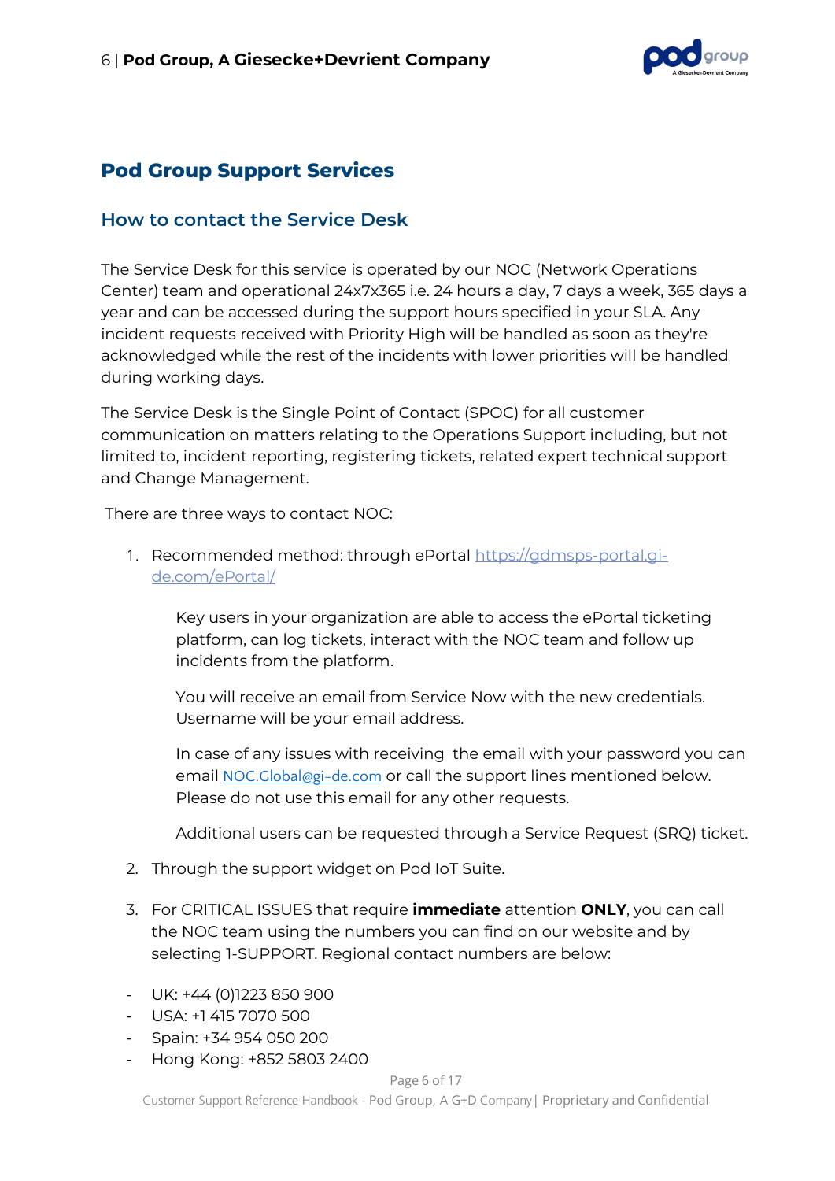# Pod Group Support Services

## How to contact the Service Desk

The Service Desk for this service is operated by our NOC (Network Operations Center) team and operational 24x7x365 i.e. 24 hours a day, 7 days a week, 365 days a year and can be accessed during the support hours specified in your SLA. Any incident requests received with Priority High will be handled as soon as they're acknowledged while the rest of the incidents with lower priorities will be handled during working days.

The Service Desk is the Single Point of Contact (SPOC) for all customer communication on matters relating to the Operations Support including, but not limited to, incident reporting, registering tickets, related expert technical support and Change Management.

There are three ways to contact NOC:

1. Recommended method: through ePortal [https://gdmsps-portal.gi-de.com/ePortal/](https://gdmsps-portal.gi-de.com/ePortal/)

   Key users in your organization are able to access the ePortal ticketing platform, can log tickets, interact with the NOC team and follow up incidents from the platform.

   You will receive an email from Service Now with the new credentials. Username will be your email address.

   In case of any issues with receiving the email with your password you can email NOC.Global@gi-de.com or call the support lines mentioned below. Please do not use this email for any other requests.

   Additional users can be requested through a Service Request (SRQ) ticket.

2. Through the support widget on Pod IoT Suite.

3. For CRITICAL ISSUES that require **immediate** attention **ONLY**, you can call the NOC team using the numbers you can find on our website and by selecting 1-SUPPORT. Regional contact numbers are below:

- UK: +44 (0)1223 850 900
- USA: +1 415 7070 500
- Spain: +34 954 050 200
- Hong Kong: +852 5803 2400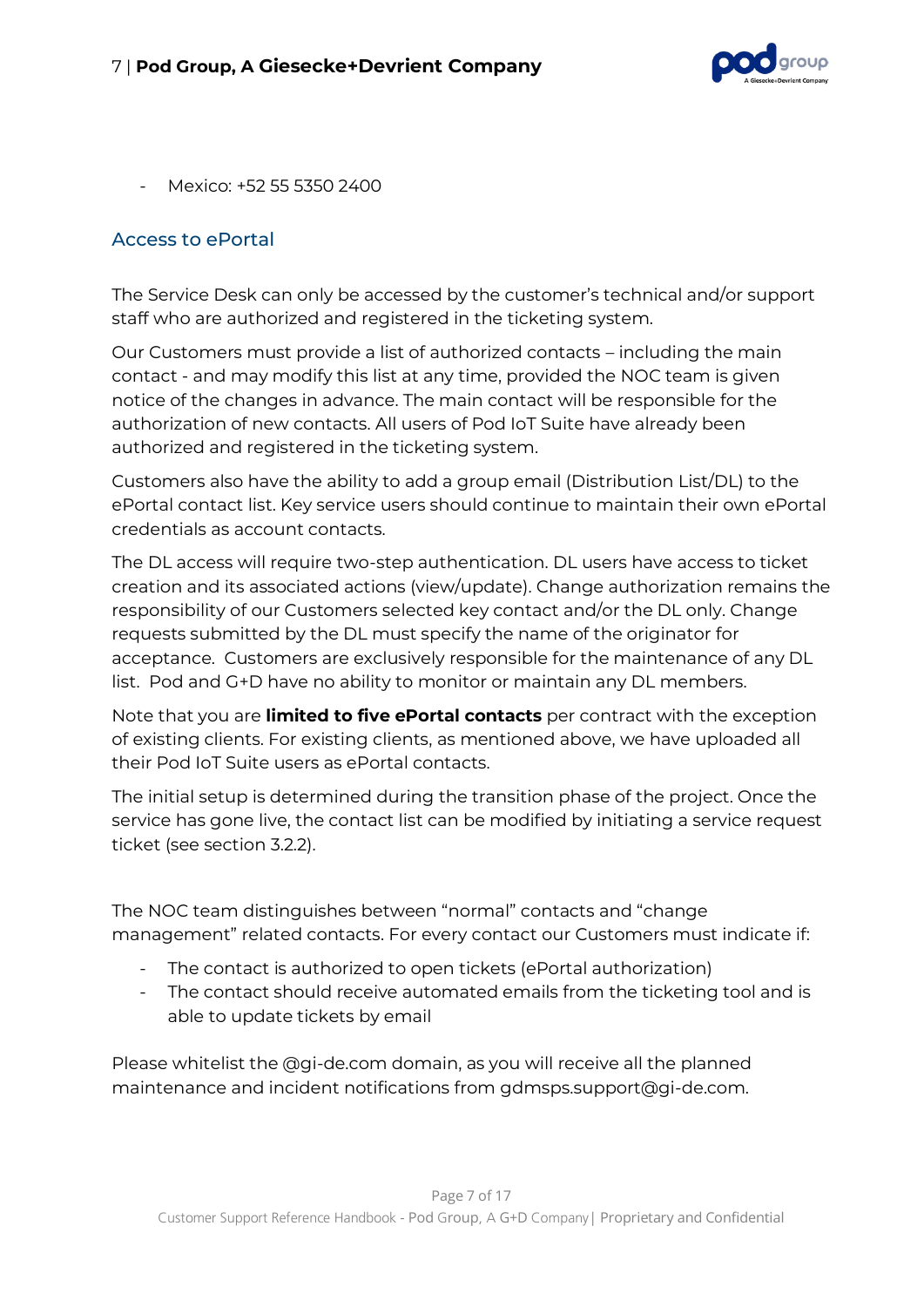- Mexico: +52 55 5350 2400

## Access to ePortal

The Service Desk can only be accessed by the customer's technical and/or support staff who are authorized and registered in the ticketing system.

Our Customers must provide a list of authorized contacts – including the main contact - and may modify this list at any time, provided the NOC team is given notice of the changes in advance. The main contact will be responsible for the authorization of new contacts. All users of Pod IoT Suite have already been authorized and registered in the ticketing system.

Customers also have the ability to add a group email (Distribution List/DL) to the ePortal contact list. Key service users should continue to maintain their own ePortal credentials as account contacts.

The DL access will require two-step authentication. DL users have access to ticket creation and its associated actions (view/update). Change authorization remains the responsibility of our Customers selected key contact and/or the DL only. Change requests submitted by the DL must specify the name of the originator for acceptance. Customers are exclusively responsible for the maintenance of any DL list. Pod and G+D have no ability to monitor or maintain any DL members.

Note that you are **limited to five ePortal contacts** per contract with the exception of existing clients. For existing clients, as mentioned above, we have uploaded all their Pod IoT Suite users as ePortal contacts.

The initial setup is determined during the transition phase of the project. Once the service has gone live, the contact list can be modified by initiating a service request ticket (see section 3.2.2).

The NOC team distinguishes between "normal" contacts and "change management" related contacts. For every contact our Customers must indicate if:

- The contact is authorized to open tickets (ePortal authorization)
- The contact should receive automated emails from the ticketing tool and is able to update tickets by email

Please whitelist the @gi-de.com domain, as you will receive all the planned maintenance and incident notifications from gdmsps.support@gi-de.com.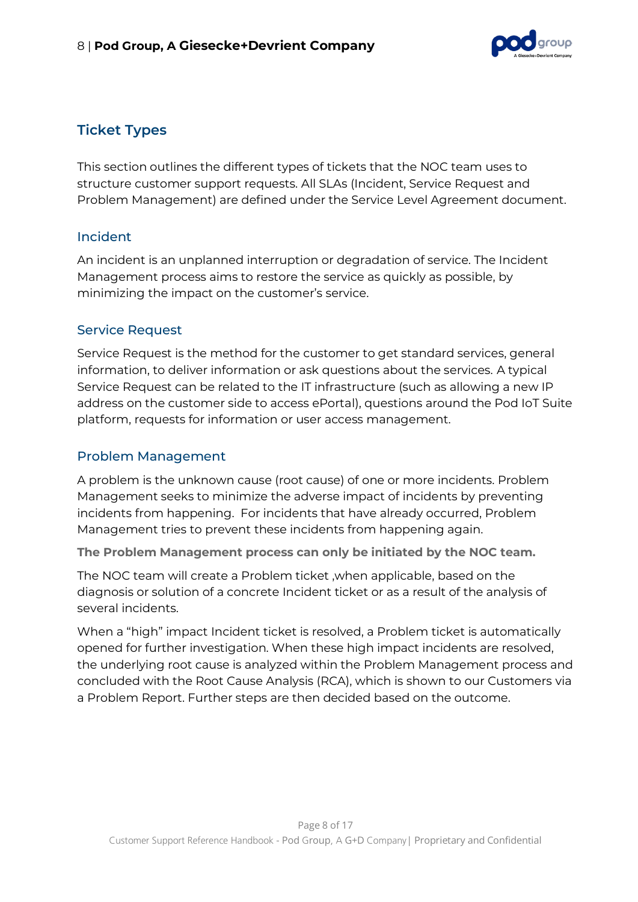## Ticket Types

This section outlines the different types of tickets that the NOC team uses to structure customer support requests. All SLAs (Incident, Service Request and Problem Management) are defined under the Service Level Agreement document.

### Incident

An incident is an unplanned interruption or degradation of service. The Incident Management process aims to restore the service as quickly as possible, by minimizing the impact on the customer's service.

### Service Request

Service Request is the method for the customer to get standard services, general information, to deliver information or ask questions about the services. A typical Service Request can be related to the IT infrastructure (such as allowing a new IP address on the customer side to access ePortal), questions around the Pod IoT Suite platform, requests for information or user access management.

### Problem Management

A problem is the unknown cause (root cause) of one or more incidents. Problem Management seeks to minimize the adverse impact of incidents by preventing incidents from happening. For incidents that have already occurred, Problem Management tries to prevent these incidents from happening again.

**The Problem Management process can only be initiated by the NOC team.**

The NOC team will create a Problem ticket ,when applicable, based on the diagnosis or solution of a concrete Incident ticket or as a result of the analysis of several incidents.

When a "high" impact Incident ticket is resolved, a Problem ticket is automatically opened for further investigation. When these high impact incidents are resolved, the underlying root cause is analyzed within the Problem Management process and concluded with the Root Cause Analysis (RCA), which is shown to our Customers via a Problem Report. Further steps are then decided based on the outcome.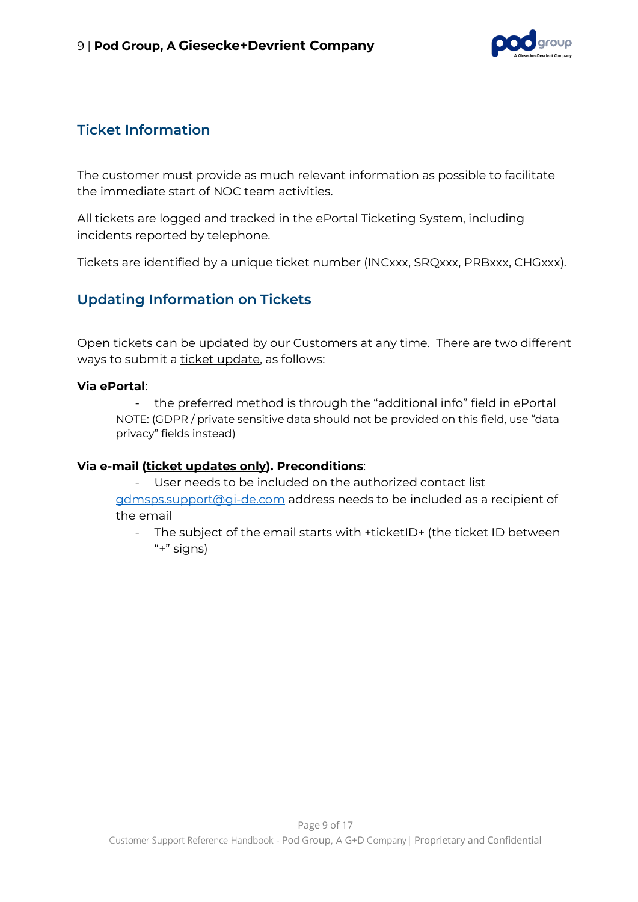## Ticket Information

The customer must provide as much relevant information as possible to facilitate the immediate start of NOC team activities.

All tickets are logged and tracked in the ePortal Ticketing System, including incidents reported by telephone.

Tickets are identified by a unique ticket number (INCxxx, SRQxxx, PRBxxx, CHGxxx).

## Updating Information on Tickets

Open tickets can be updated by our Customers at any time. There are two different ways to submit a ticket update, as follows:

**Via ePortal**:

- the preferred method is through the "additional info" field in ePortal

NOTE: (GDPR / private sensitive data should not be provided on this field, use "data privacy" fields instead)

**Via e-mail (ticket updates only). Preconditions**:

- User needs to be included on the authorized contact list

gdmsps.support@gi-de.com address needs to be included as a recipient of the email

- The subject of the email starts with +ticketID+ (the ticket ID between "+" signs)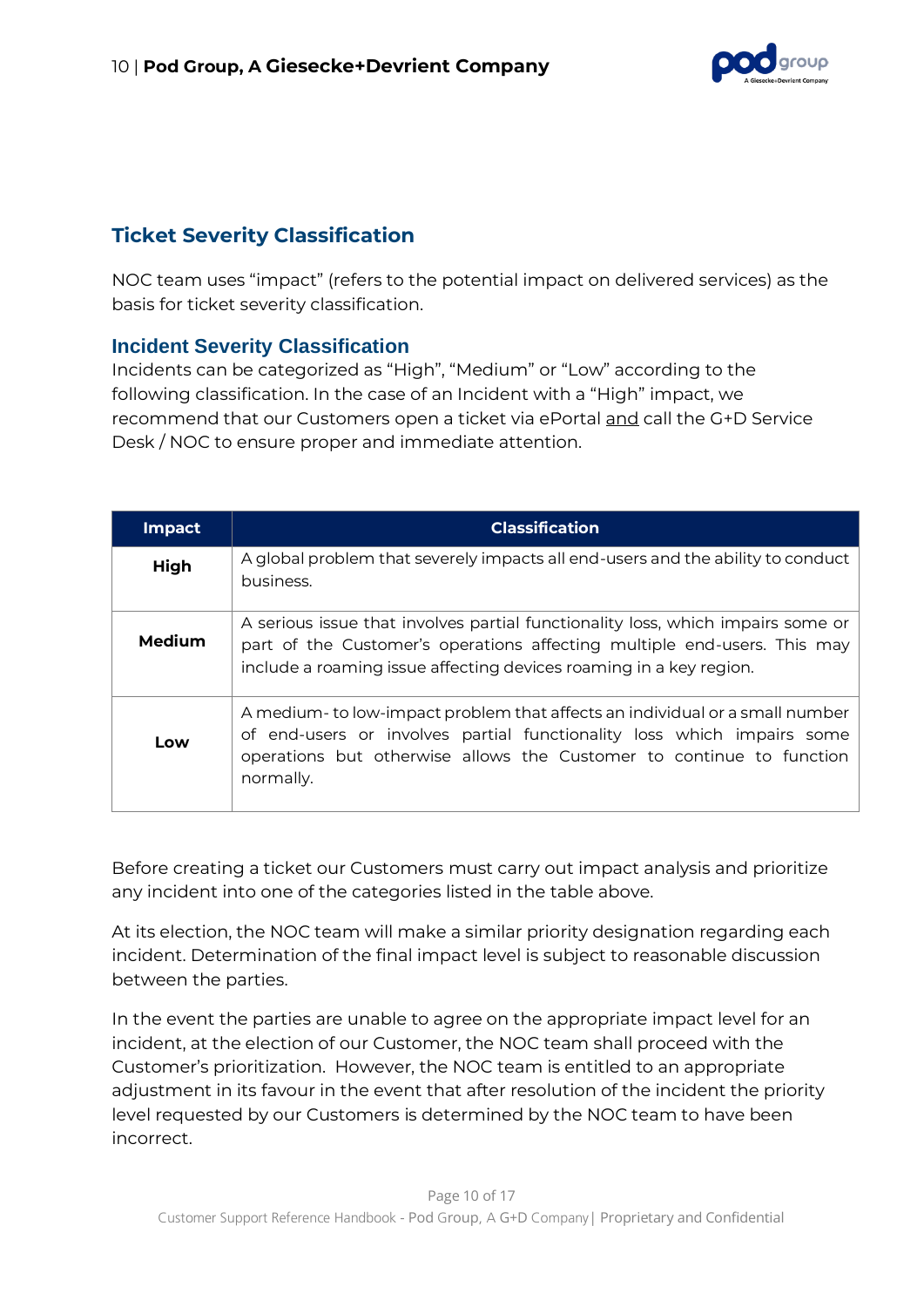## Ticket Severity Classification

NOC team uses “impact” (refers to the potential impact on delivered services) as the basis for ticket severity classification.

### Incident Severity Classification

Incidents can be categorized as “High”, “Medium” or “Low” according to the following classification. In the case of an Incident with a “High” impact, we recommend that our Customers open a ticket via ePortal and call the G+D Service Desk / NOC to ensure proper and immediate attention.

| Impact | Classification |
|---|---|
| **High** | A global problem that severely impacts all end-users and the ability to conduct business. |
| **Medium** | A serious issue that involves partial functionality loss, which impairs some or part of the Customer’s operations affecting multiple end-users. This may include a roaming issue affecting devices roaming in a key region. |
| **Low** | A medium- to low-impact problem that affects an individual or a small number of end-users or involves partial functionality loss which impairs some operations but otherwise allows the Customer to continue to function normally. |

Before creating a ticket our Customers must carry out impact analysis and prioritize any incident into one of the categories listed in the table above.

At its election, the NOC team will make a similar priority designation regarding each incident. Determination of the final impact level is subject to reasonable discussion between the parties.

In the event the parties are unable to agree on the appropriate impact level for an incident, at the election of our Customer, the NOC team shall proceed with the Customer’s prioritization. However, the NOC team is entitled to an appropriate adjustment in its favour in the event that after resolution of the incident the priority level requested by our Customers is determined by the NOC team to have been incorrect.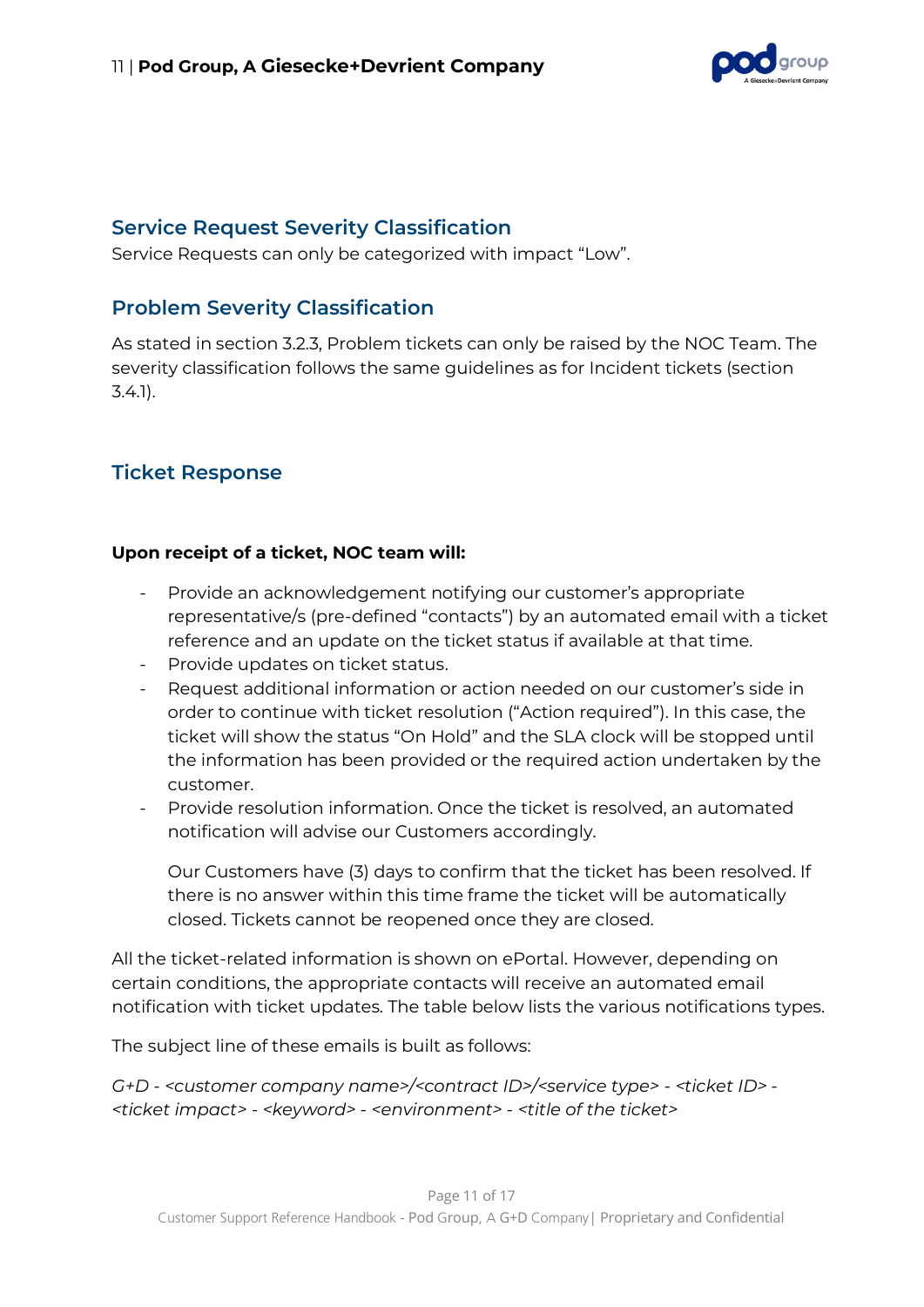## Service Request Severity Classification

Service Requests can only be categorized with impact "Low".

## Problem Severity Classification

As stated in section 3.2.3, Problem tickets can only be raised by the NOC Team. The severity classification follows the same guidelines as for Incident tickets (section 3.4.1).

## Ticket Response

**Upon receipt of a ticket, NOC team will:**

- Provide an acknowledgement notifying our customer's appropriate representative/s (pre-defined "contacts") by an automated email with a ticket reference and an update on the ticket status if available at that time.
- Provide updates on ticket status.
- Request additional information or action needed on our customer's side in order to continue with ticket resolution ("Action required"). In this case, the ticket will show the status "On Hold" and the SLA clock will be stopped until the information has been provided or the required action undertaken by the customer.
- Provide resolution information. Once the ticket is resolved, an automated notification will advise our Customers accordingly.

  Our Customers have (3) days to confirm that the ticket has been resolved. If there is no answer within this time frame the ticket will be automatically closed. Tickets cannot be reopened once they are closed.

All the ticket-related information is shown on ePortal. However, depending on certain conditions, the appropriate contacts will receive an automated email notification with ticket updates. The table below lists the various notifications types.

The subject line of these emails is built as follows:

*G+D - <customer company name>/<contract ID>/<service type> - <ticket ID> - <ticket impact> - <keyword> - <environment> - <title of the ticket>*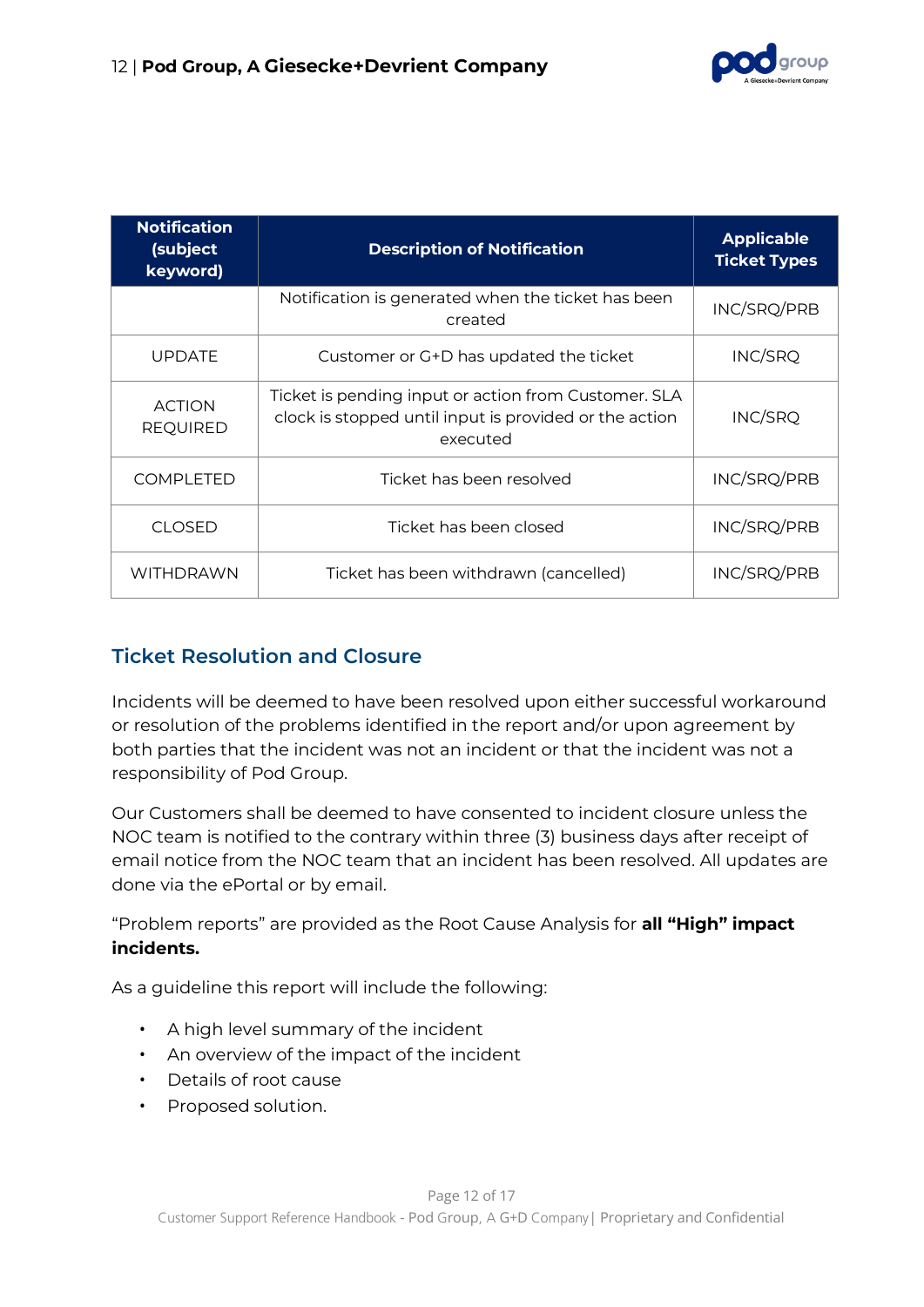| Notification (subject keyword) | Description of Notification | Applicable Ticket Types |
| --- | --- | --- |
| | Notification is generated when the ticket has been created | INC/SRQ/PRB |
| UPDATE | Customer or G+D has updated the ticket | INC/SRQ |
| ACTION REQUIRED | Ticket is pending input or action from Customer. SLA clock is stopped until input is provided or the action executed | INC/SRQ |
| COMPLETED | Ticket has been resolved | INC/SRQ/PRB |
| CLOSED | Ticket has been closed | INC/SRQ/PRB |
| WITHDRAWN | Ticket has been withdrawn (cancelled) | INC/SRQ/PRB |

## Ticket Resolution and Closure

Incidents will be deemed to have been resolved upon either successful workaround or resolution of the problems identified in the report and/or upon agreement by both parties that the incident was not an incident or that the incident was not a responsibility of Pod Group.

Our Customers shall be deemed to have consented to incident closure unless the NOC team is notified to the contrary within three (3) business days after receipt of email notice from the NOC team that an incident has been resolved. All updates are done via the ePortal or by email.

"Problem reports" are provided as the Root Cause Analysis for **all "High" impact incidents.**

As a guideline this report will include the following:

- A high level summary of the incident
- An overview of the impact of the incident
- Details of root cause
- Proposed solution.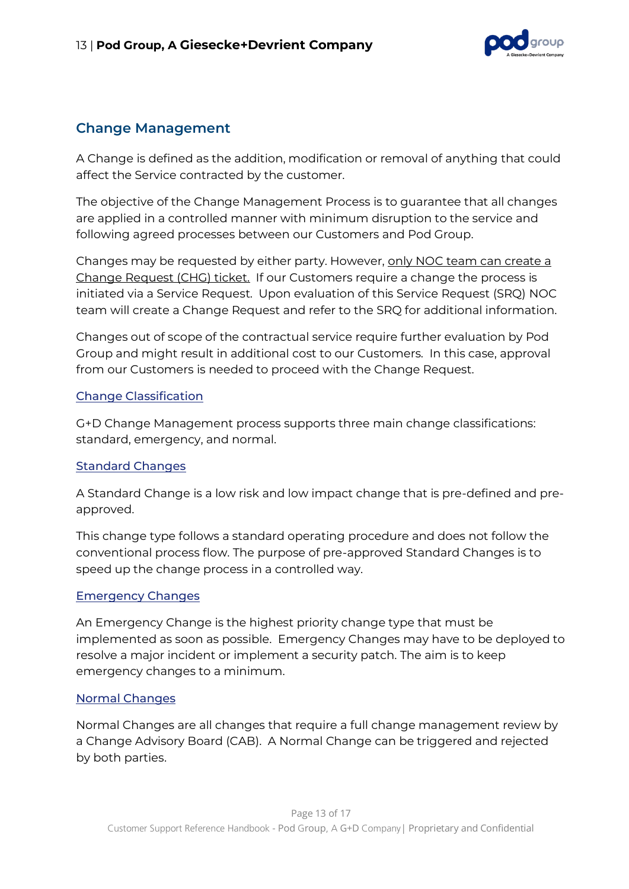## Change Management

A Change is defined as the addition, modification or removal of anything that could affect the Service contracted by the customer.

The objective of the Change Management Process is to guarantee that all changes are applied in a controlled manner with minimum disruption to the service and following agreed processes between our Customers and Pod Group.

Changes may be requested by either party. However, <u>only NOC team can create a Change Request (CHG) ticket.</u> If our Customers require a change the process is initiated via a Service Request. Upon evaluation of this Service Request (SRQ) NOC team will create a Change Request and refer to the SRQ for additional information.

Changes out of scope of the contractual service require further evaluation by Pod Group and might result in additional cost to our Customers. In this case, approval from our Customers is needed to proceed with the Change Request.

### Change Classification

G+D Change Management process supports three main change classifications: standard, emergency, and normal.

### Standard Changes

A Standard Change is a low risk and low impact change that is pre-defined and pre-approved.

This change type follows a standard operating procedure and does not follow the conventional process flow. The purpose of pre-approved Standard Changes is to speed up the change process in a controlled way.

### Emergency Changes

An Emergency Change is the highest priority change type that must be implemented as soon as possible. Emergency Changes may have to be deployed to resolve a major incident or implement a security patch. The aim is to keep emergency changes to a minimum.

### Normal Changes

Normal Changes are all changes that require a full change management review by a Change Advisory Board (CAB). A Normal Change can be triggered and rejected by both parties.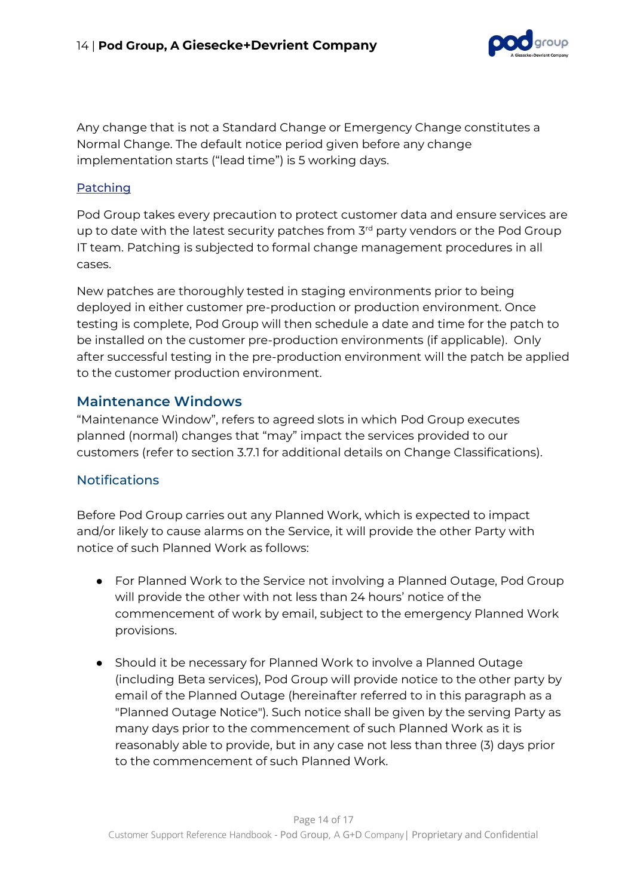Any change that is not a Standard Change or Emergency Change constitutes a Normal Change. The default notice period given before any change implementation starts ("lead time") is 5 working days.

#### Patching

Pod Group takes every precaution to protect customer data and ensure services are up to date with the latest security patches from 3rd party vendors or the Pod Group IT team. Patching is subjected to formal change management procedures in all cases.

New patches are thoroughly tested in staging environments prior to being deployed in either customer pre-production or production environment. Once testing is complete, Pod Group will then schedule a date and time for the patch to be installed on the customer pre-production environments (if applicable). Only after successful testing in the pre-production environment will the patch be applied to the customer production environment.

## Maintenance Windows

"Maintenance Window", refers to agreed slots in which Pod Group executes planned (normal) changes that "may" impact the services provided to our customers (refer to section 3.7.1 for additional details on Change Classifications).

### Notifications

Before Pod Group carries out any Planned Work, which is expected to impact and/or likely to cause alarms on the Service, it will provide the other Party with notice of such Planned Work as follows:

- For Planned Work to the Service not involving a Planned Outage, Pod Group will provide the other with not less than 24 hours' notice of the commencement of work by email, subject to the emergency Planned Work provisions.

- Should it be necessary for Planned Work to involve a Planned Outage (including Beta services), Pod Group will provide notice to the other party by email of the Planned Outage (hereinafter referred to in this paragraph as a "Planned Outage Notice"). Such notice shall be given by the serving Party as many days prior to the commencement of such Planned Work as it is reasonably able to provide, but in any case not less than three (3) days prior to the commencement of such Planned Work.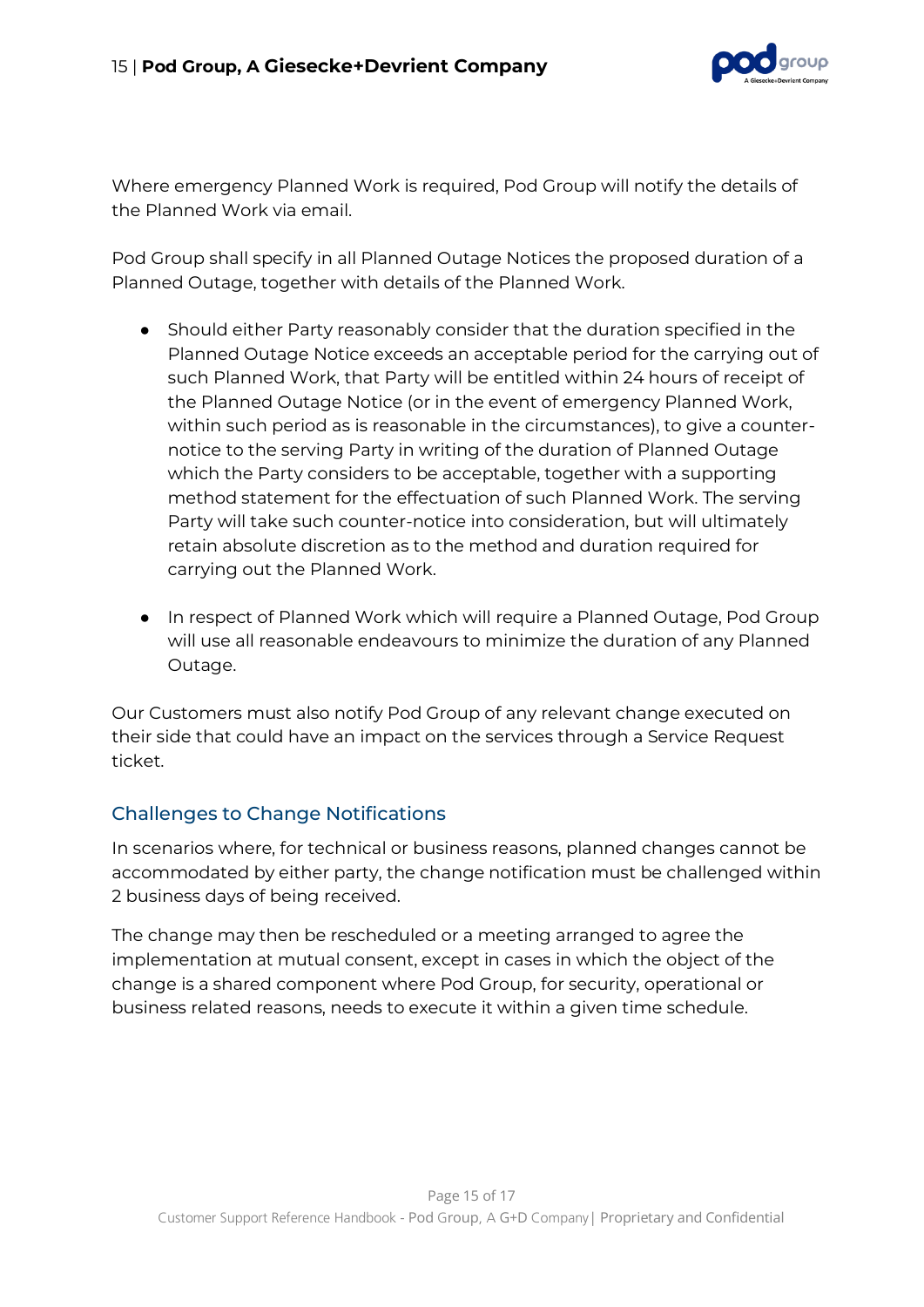Where emergency Planned Work is required, Pod Group will notify the details of the Planned Work via email.

Pod Group shall specify in all Planned Outage Notices the proposed duration of a Planned Outage, together with details of the Planned Work.

- Should either Party reasonably consider that the duration specified in the Planned Outage Notice exceeds an acceptable period for the carrying out of such Planned Work, that Party will be entitled within 24 hours of receipt of the Planned Outage Notice (or in the event of emergency Planned Work, within such period as is reasonable in the circumstances), to give a counter-notice to the serving Party in writing of the duration of Planned Outage which the Party considers to be acceptable, together with a supporting method statement for the effectuation of such Planned Work. The serving Party will take such counter-notice into consideration, but will ultimately retain absolute discretion as to the method and duration required for carrying out the Planned Work.

- In respect of Planned Work which will require a Planned Outage, Pod Group will use all reasonable endeavours to minimize the duration of any Planned Outage.

Our Customers must also notify Pod Group of any relevant change executed on their side that could have an impact on the services through a Service Request ticket.

### Challenges to Change Notifications

In scenarios where, for technical or business reasons, planned changes cannot be accommodated by either party, the change notification must be challenged within 2 business days of being received.

The change may then be rescheduled or a meeting arranged to agree the implementation at mutual consent, except in cases in which the object of the change is a shared component where Pod Group, for security, operational or business related reasons, needs to execute it within a given time schedule.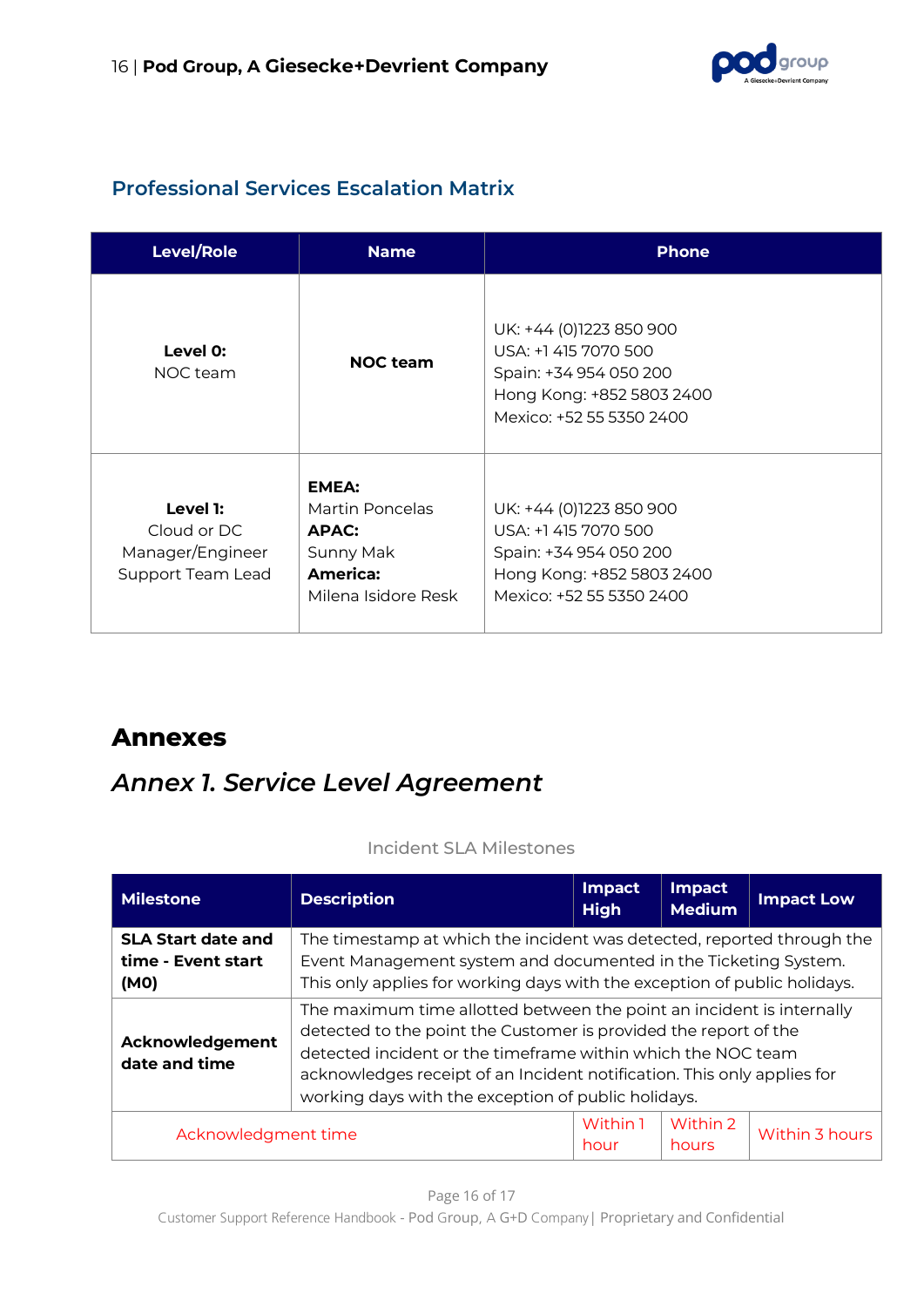## Professional Services Escalation Matrix

| Level/Role | Name | Phone |
|---|---|---|
| **Level 0:** NOC team | **NOC team** | UK: +44 (0)1223 850 900<br>USA: +1 415 7070 500<br>Spain: +34 954 050 200<br>Hong Kong: +852 5803 2400<br>Mexico: +52 55 5350 2400 |
| **Level 1:** Cloud or DC Manager/Engineer Support Team Lead | **EMEA:** Martin Poncelas<br>**APAC:** Sunny Mak<br>**America:** Milena Isidore Resk | UK: +44 (0)1223 850 900<br>USA: +1 415 7070 500<br>Spain: +34 954 050 200<br>Hong Kong: +852 5803 2400<br>Mexico: +52 55 5350 2400 |

# Annexes

## *Annex 1. Service Level Agreement*

Incident SLA Milestones

| Milestone | Description | Impact High | Impact Medium | Impact Low |
|---|---|---|---|---|
| **SLA Start date and time - Event start (M0)** | The timestamp at which the incident was detected, reported through the Event Management system and documented in the Ticketing System. This only applies for working days with the exception of public holidays. | | | |
| **Acknowledgement date and time** | The maximum time allotted between the point an incident is internally detected to the point the Customer is provided the report of the detected incident or the timeframe within which the NOC team acknowledges receipt of an Incident notification. This only applies for working days with the exception of public holidays. | | | |
| Acknowledgment time | | Within 1 hour | Within 2 hours | Within 3 hours |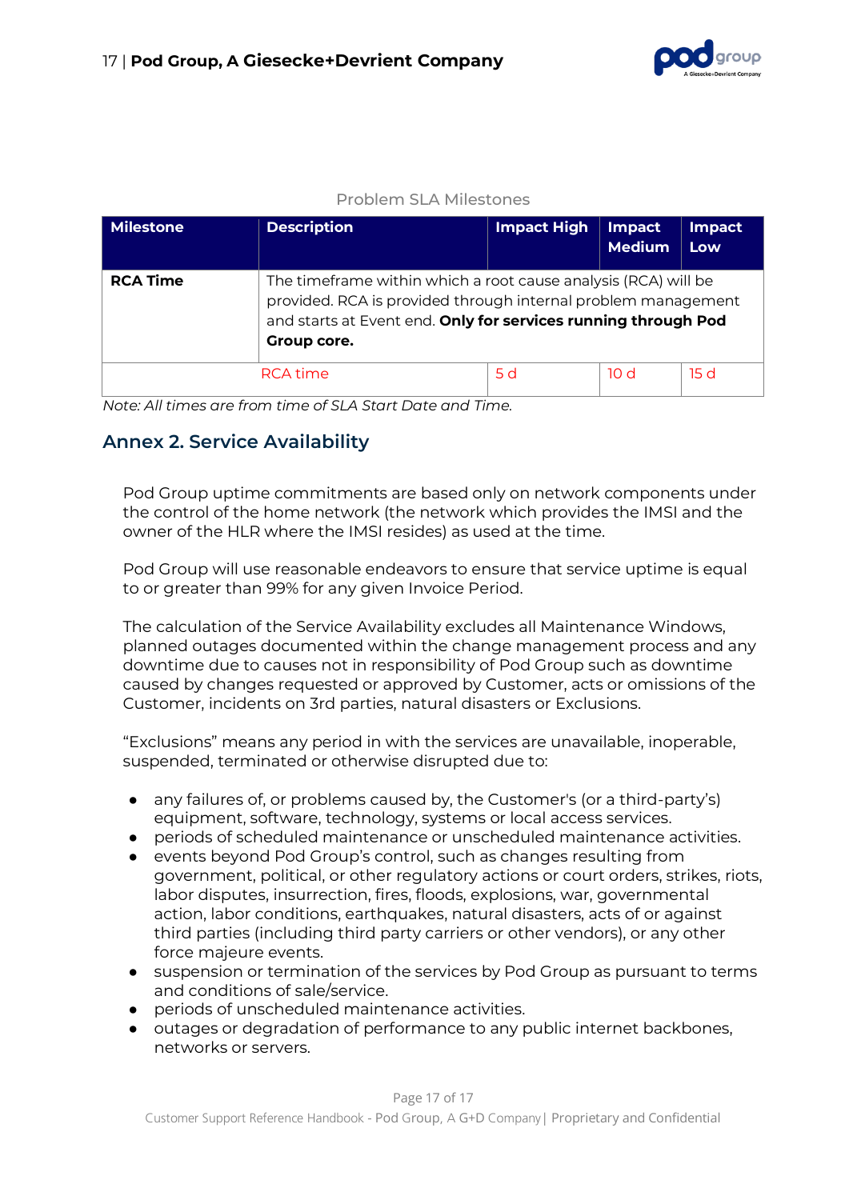Problem SLA Milestones

| Milestone | Description | Impact High | Impact Medium | Impact Low |
|---|---|---|---|---|
| **RCA Time** | The timeframe within which a root cause analysis (RCA) will be provided. RCA is provided through internal problem management and starts at Event end. **Only for services running through Pod Group core.** | | | |
| RCA time | | 5 d | 10 d | 15 d |

*Note: All times are from time of SLA Start Date and Time.*

## Annex 2. Service Availability

Pod Group uptime commitments are based only on network components under the control of the home network (the network which provides the IMSI and the owner of the HLR where the IMSI resides) as used at the time.

Pod Group will use reasonable endeavors to ensure that service uptime is equal to or greater than 99% for any given Invoice Period.

The calculation of the Service Availability excludes all Maintenance Windows, planned outages documented within the change management process and any downtime due to causes not in responsibility of Pod Group such as downtime caused by changes requested or approved by Customer, acts or omissions of the Customer, incidents on 3rd parties, natural disasters or Exclusions.

"Exclusions" means any period in with the services are unavailable, inoperable, suspended, terminated or otherwise disrupted due to:

- any failures of, or problems caused by, the Customer's (or a third-party's) equipment, software, technology, systems or local access services.
- periods of scheduled maintenance or unscheduled maintenance activities.
- events beyond Pod Group's control, such as changes resulting from government, political, or other regulatory actions or court orders, strikes, riots, labor disputes, insurrection, fires, floods, explosions, war, governmental action, labor conditions, earthquakes, natural disasters, acts of or against third parties (including third party carriers or other vendors), or any other force majeure events.
- suspension or termination of the services by Pod Group as pursuant to terms and conditions of sale/service.
- periods of unscheduled maintenance activities.
- outages or degradation of performance to any public internet backbones, networks or servers.